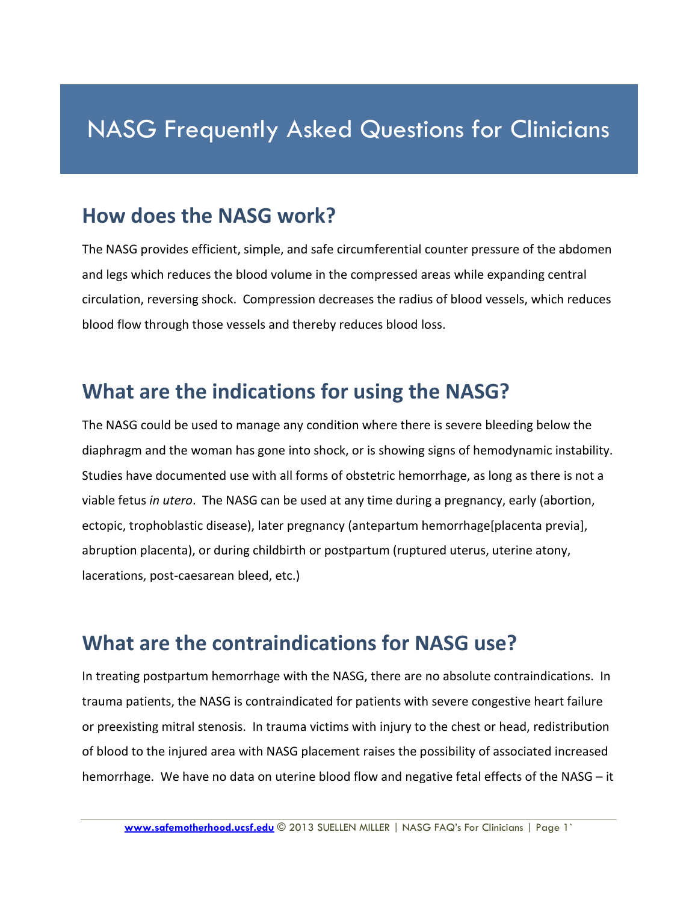# NASG Frequently Asked Questions for Clinicians

## How does the NASG work?

The NASG provides efficient, simple, and safe circumferential counter pressure of the abdomen and legs which reduces the blood volume in the compressed areas while expanding central circulation, reversing shock. Compression decreases the radius of blood vessels, which reduces blood flow through those vessels and thereby reduces blood loss.

## What are the indications for using the NASG?

The NASG could be used to manage any condition where there is severe bleeding below the diaphragm and the woman has gone into shock, or is showing signs of hemodynamic instability. Studies have documented use with all forms of obstetric hemorrhage, as long as there is not a viable fetus *in utero*. The NASG can be used at any time during a pregnancy, early (abortion, ectopic, trophoblastic disease), later pregnancy (antepartum hemorrhage[placenta previa], abruption placenta), or during childbirth or postpartum (ruptured uterus, uterine atony, lacerations, post-caesarean bleed, etc.)

## What are the contraindications for NASG use?

In treating postpartum hemorrhage with the NASG, there are no absolute contraindications. In trauma patients, the NASG is contraindicated for patients with severe congestive heart failure or preexisting mitral stenosis. In trauma victims with injury to the chest or head, redistribution of blood to the injured area with NASG placement raises the possibility of associated increased hemorrhage. We have no data on uterine blood flow and negative fetal effects of the NASG – it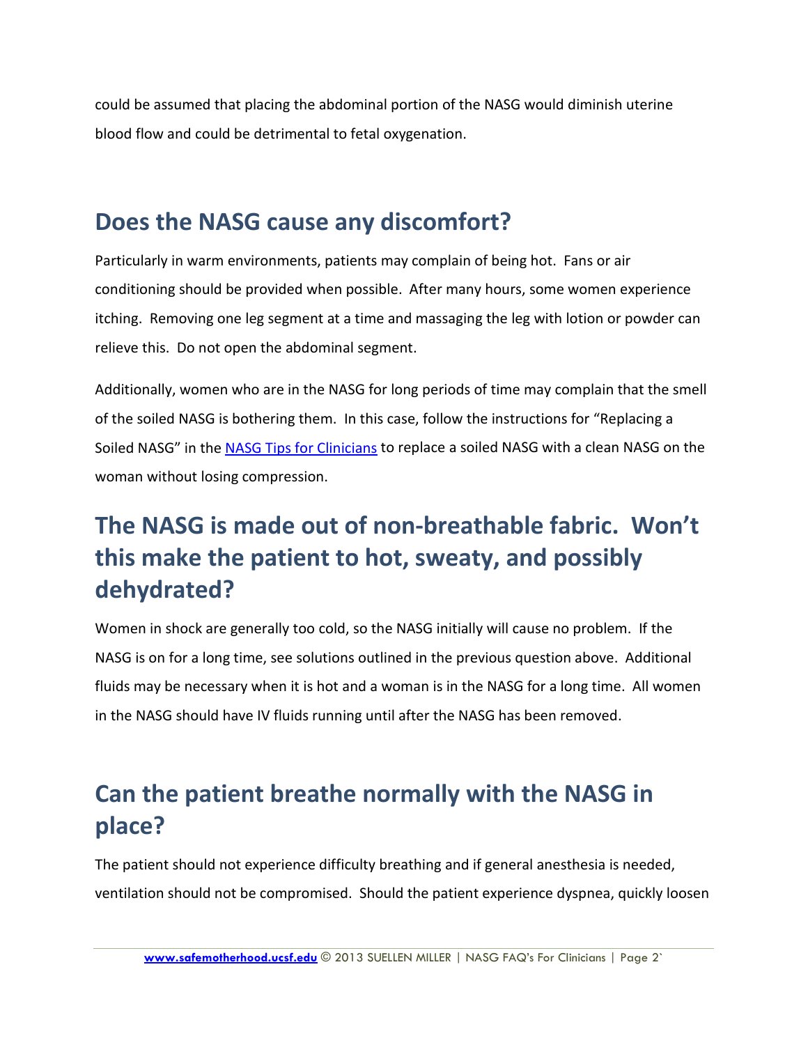could be assumed that placing the abdominal portion of the NASG would diminish uterine blood flow and could be detrimental to fetal oxygenation.

## Does the NASG cause any discomfort?

Particularly in warm environments, patients may complain of being hot. Fans or air conditioning should be provided when possible. After many hours, some women experience itching. Removing one leg segment at a time and massaging the leg with lotion or powder can relieve this. Do not open the abdominal segment.

Additionally, women who are in the NASG for long periods of time may complain that the smell of the soiled NASG is bothering them. In this case, follow the instructions for "Replacing a Soiled NASG" in the NASG Tips for Clinicians to replace a soiled NASG with a clean NASG on the woman without losing compression.

## The NASG is made out of non-breathable fabric. Won't this make the patient to hot, sweaty, and possibly dehydrated?

Women in shock are generally too cold, so the NASG initially will cause no problem. If the NASG is on for a long time, see solutions outlined in the previous question above. Additional fluids may be necessary when it is hot and a woman is in the NASG for a long time. All women in the NASG should have IV fluids running until after the NASG has been removed.

## Can the patient breathe normally with the NASG in place?

The patient should not experience difficulty breathing and if general anesthesia is needed, ventilation should not be compromised. Should the patient experience dyspnea, quickly loosen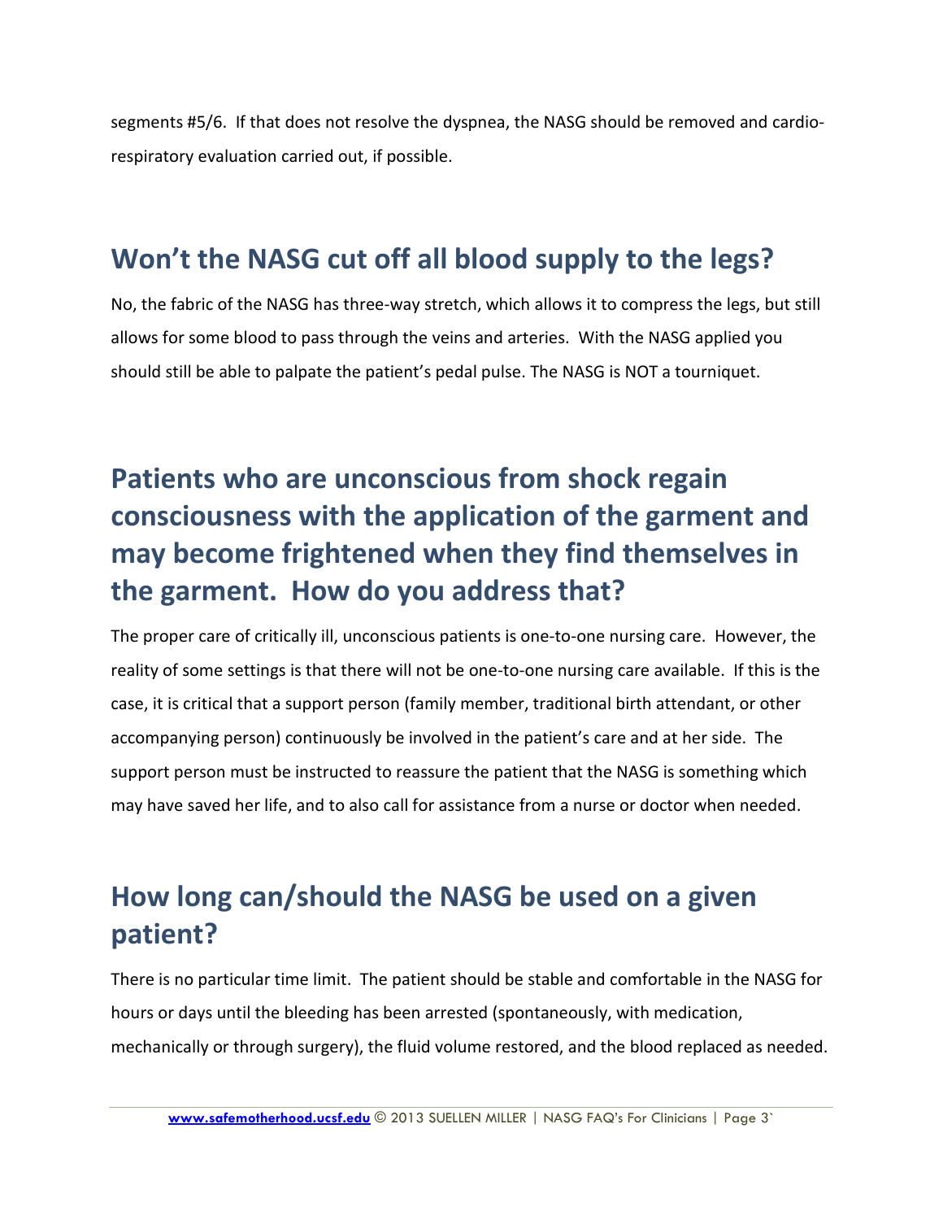segments #5/6. If that does not resolve the dyspnea, the NASG should be removed and cardio-respiratory evaluation carried out, if possible.

## Won't the NASG cut off all blood supply to the legs?

No, the fabric of the NASG has three-way stretch, which allows it to compress the legs, but still allows for some blood to pass through the veins and arteries. With the NASG applied you should still be able to palpate the patient's pedal pulse. The NASG is NOT a tourniquet.

## Patients who are unconscious from shock regain consciousness with the application of the garment and may become frightened when they find themselves in the garment. How do you address that?

The proper care of critically ill, unconscious patients is one-to-one nursing care. However, the reality of some settings is that there will not be one-to-one nursing care available. If this is the case, it is critical that a support person (family member, traditional birth attendant, or other accompanying person) continuously be involved in the patient's care and at her side. The support person must be instructed to reassure the patient that the NASG is something which may have saved her life, and to also call for assistance from a nurse or doctor when needed.

## How long can/should the NASG be used on a given patient?

There is no particular time limit. The patient should be stable and comfortable in the NASG for hours or days until the bleeding has been arrested (spontaneously, with medication, mechanically or through surgery), the fluid volume restored, and the blood replaced as needed.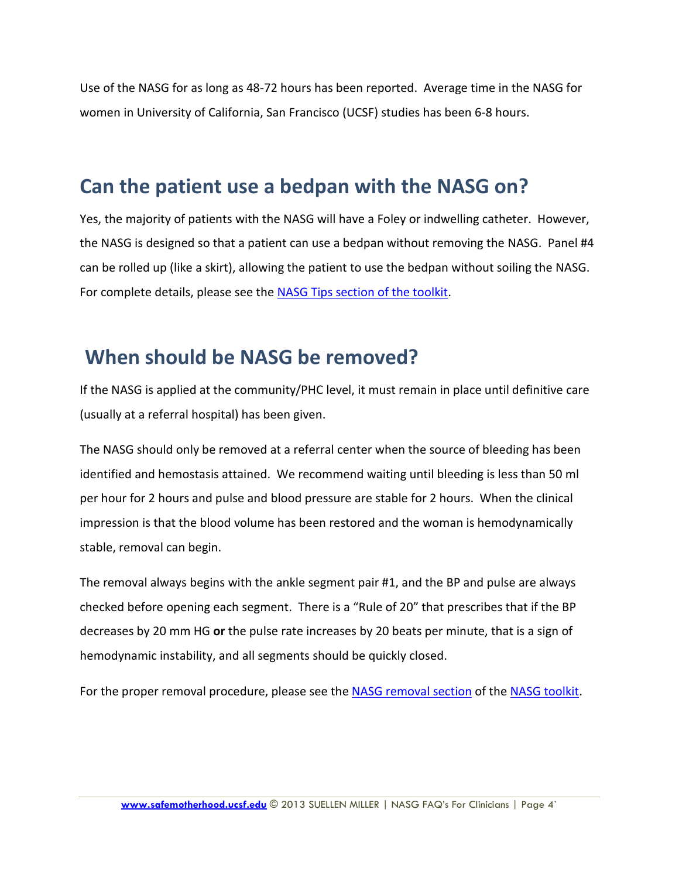Use of the NASG for as long as 48-72 hours has been reported. Average time in the NASG for women in University of California, San Francisco (UCSF) studies has been 6-8 hours.

## Can the patient use a bedpan with the NASG on?

Yes, the majority of patients with the NASG will have a Foley or indwelling catheter. However, the NASG is designed so that a patient can use a bedpan without removing the NASG. Panel #4 can be rolled up (like a skirt), allowing the patient to use the bedpan without soiling the NASG. For complete details, please see the [NASG Tips section of the toolkit](#).

## When should be NASG be removed?

If the NASG is applied at the community/PHC level, it must remain in place until definitive care (usually at a referral hospital) has been given.

The NASG should only be removed at a referral center when the source of bleeding has been identified and hemostasis attained. We recommend waiting until bleeding is less than 50 ml per hour for 2 hours and pulse and blood pressure are stable for 2 hours. When the clinical impression is that the blood volume has been restored and the woman is hemodynamically stable, removal can begin.

The removal always begins with the ankle segment pair #1, and the BP and pulse are always checked before opening each segment. There is a "Rule of 20" that prescribes that if the BP decreases by 20 mm HG **or** the pulse rate increases by 20 beats per minute, that is a sign of hemodynamic instability, and all segments should be quickly closed.

For the proper removal procedure, please see the [NASG removal section](#) of the [NASG toolkit](#).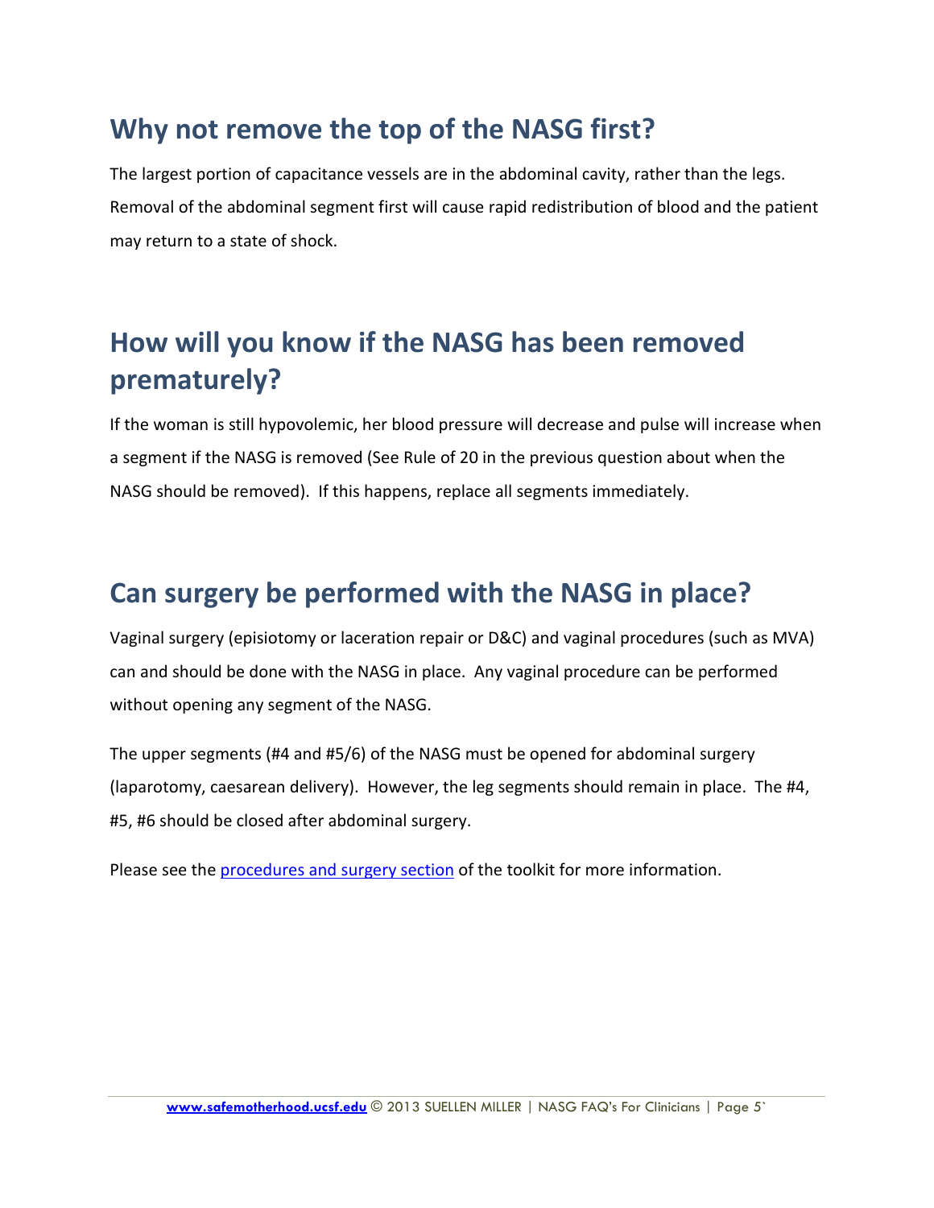## Why not remove the top of the NASG first?

The largest portion of capacitance vessels are in the abdominal cavity, rather than the legs. Removal of the abdominal segment first will cause rapid redistribution of blood and the patient may return to a state of shock.

## How will you know if the NASG has been removed prematurely?

If the woman is still hypovolemic, her blood pressure will decrease and pulse will increase when a segment if the NASG is removed (See Rule of 20 in the previous question about when the NASG should be removed). If this happens, replace all segments immediately.

## Can surgery be performed with the NASG in place?

Vaginal surgery (episiotomy or laceration repair or D&C) and vaginal procedures (such as MVA) can and should be done with the NASG in place. Any vaginal procedure can be performed without opening any segment of the NASG.

The upper segments (#4 and #5/6) of the NASG must be opened for abdominal surgery (laparotomy, caesarean delivery). However, the leg segments should remain in place. The #4, #5, #6 should be closed after abdominal surgery.

Please see the [procedures and surgery section]() of the toolkit for more information.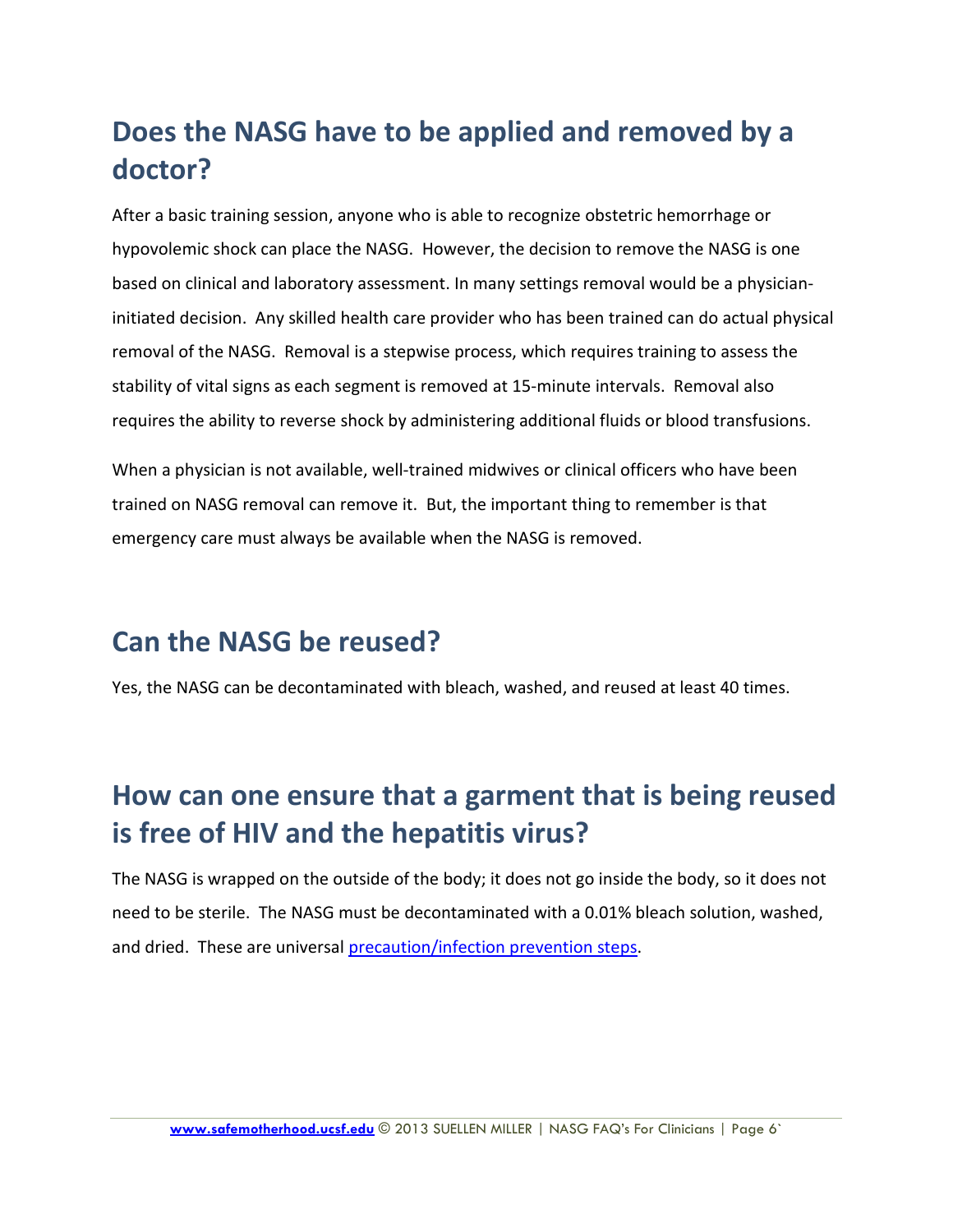## Does the NASG have to be applied and removed by a doctor?

After a basic training session, anyone who is able to recognize obstetric hemorrhage or hypovolemic shock can place the NASG. However, the decision to remove the NASG is one based on clinical and laboratory assessment. In many settings removal would be a physician-initiated decision. Any skilled health care provider who has been trained can do actual physical removal of the NASG. Removal is a stepwise process, which requires training to assess the stability of vital signs as each segment is removed at 15-minute intervals. Removal also requires the ability to reverse shock by administering additional fluids or blood transfusions.

When a physician is not available, well-trained midwives or clinical officers who have been trained on NASG removal can remove it. But, the important thing to remember is that emergency care must always be available when the NASG is removed.

## Can the NASG be reused?

Yes, the NASG can be decontaminated with bleach, washed, and reused at least 40 times.

## How can one ensure that a garment that is being reused is free of HIV and the hepatitis virus?

The NASG is wrapped on the outside of the body; it does not go inside the body, so it does not need to be sterile. The NASG must be decontaminated with a 0.01% bleach solution, washed, and dried. These are universal precaution/infection prevention steps.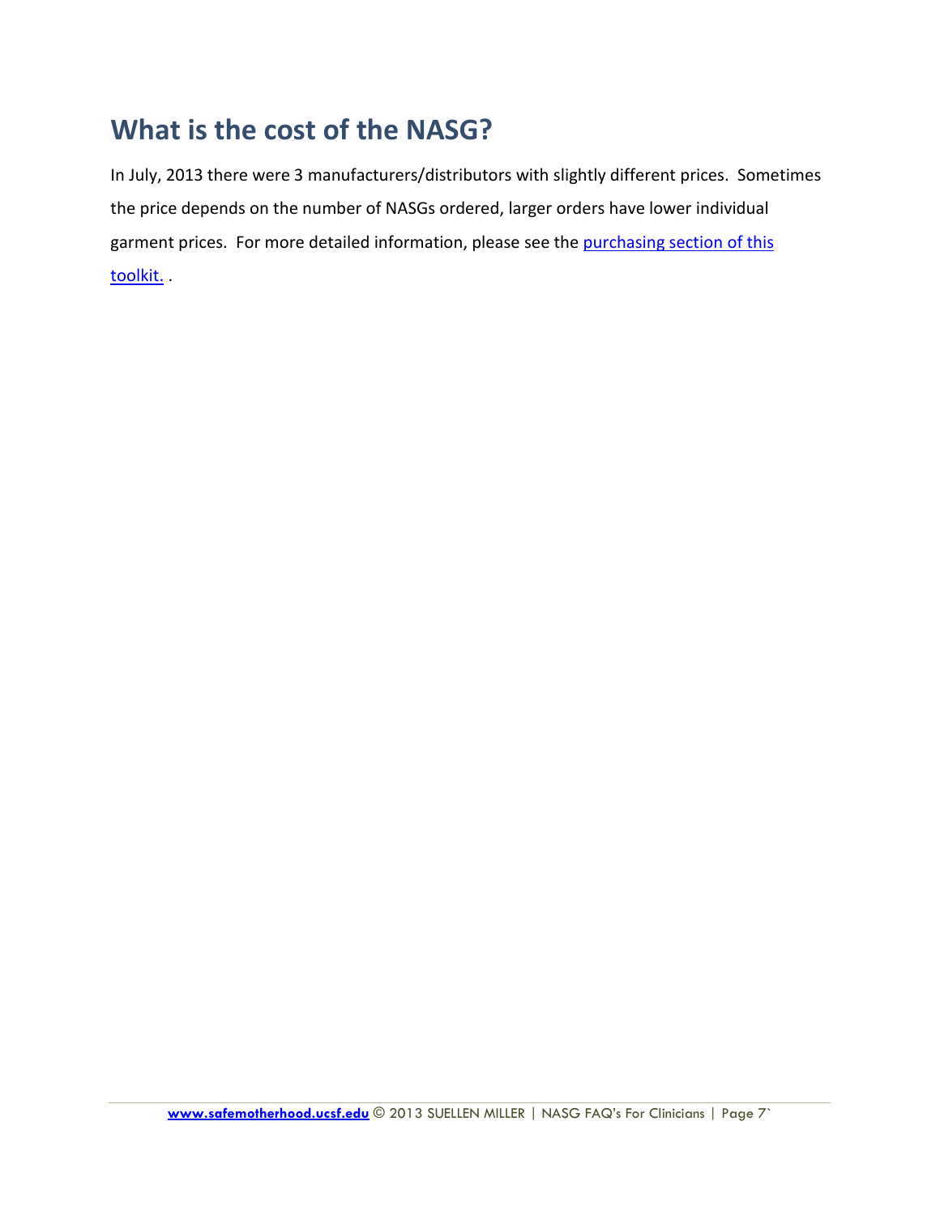## What is the cost of the NASG?

In July, 2013 there were 3 manufacturers/distributors with slightly different prices. Sometimes the price depends on the number of NASGs ordered, larger orders have lower individual garment prices. For more detailed information, please see the purchasing section of this toolkit. .